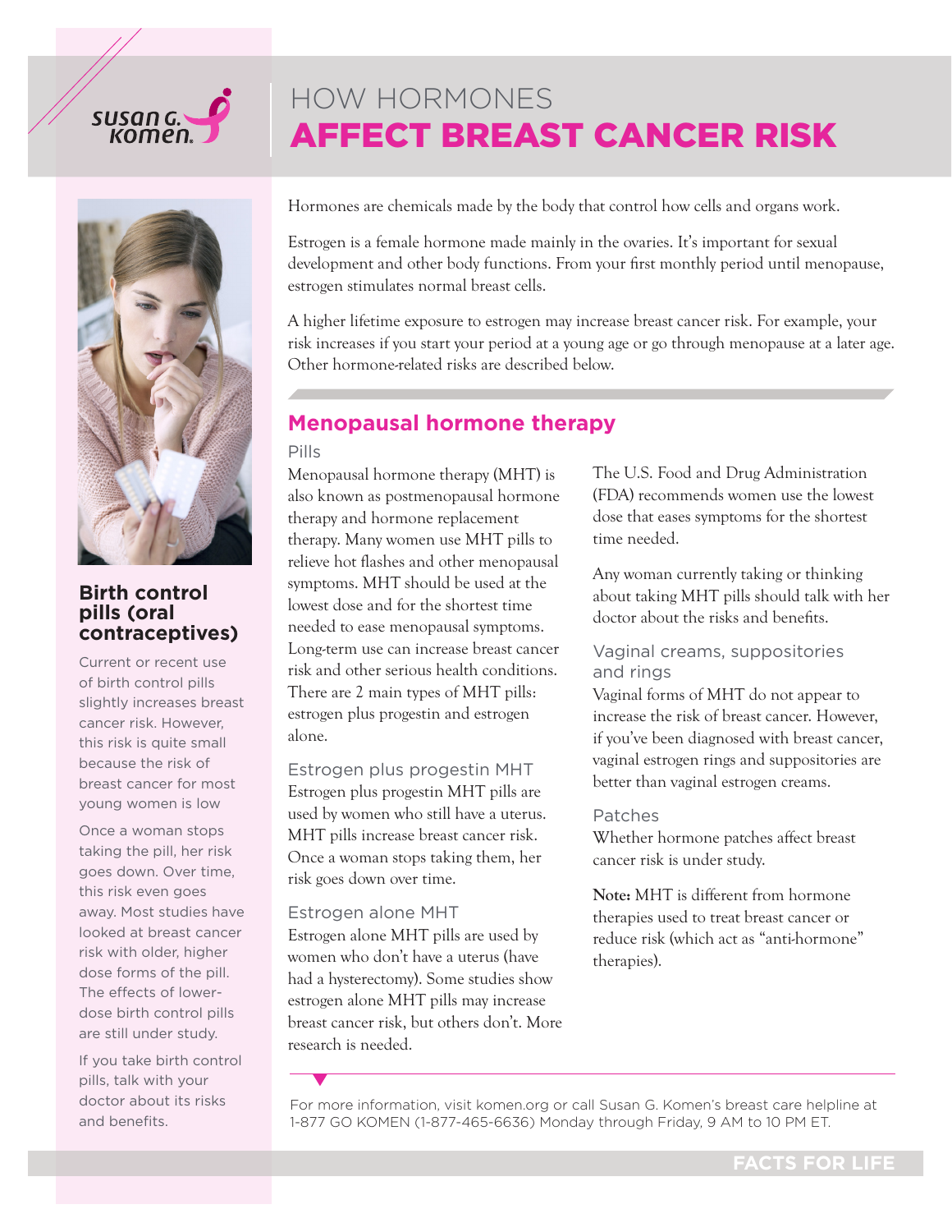# HOW HORMONES AFFECT BREAST CANCER RISK

Hormones are chemicals made by the body that control how cells and organs work.

Estrogen is a female hormone made mainly in the ovaries. It's important for sexual development and other body functions. From your first monthly period until menopause, estrogen stimulates normal breast cells.

A higher lifetime exposure to estrogen may increase breast cancer risk. For example, your risk increases if you start your period at a young age or go through menopause at a later age. Other hormone-related risks are described below.

## Menopausal hormone therapy

### Pills

Menopausal hormone therapy (MHT) is also known as postmenopausal hormone therapy and hormone replacement therapy. Many women use MHT pills to relieve hot flashes and other menopausal symptoms. MHT should be used at the lowest dose and for the shortest time needed to ease menopausal symptoms. Long-term use can increase breast cancer risk and other serious health conditions. There are 2 main types of MHT pills: estrogen plus progestin and estrogen alone.

### Estrogen plus progestin MHT

Estrogen plus progestin MHT pills are used by women who still have a uterus. MHT pills increase breast cancer risk. Once a woman stops taking them, her risk goes down over time.

### Estrogen alone MHT

Estrogen alone MHT pills are used by women who don't have a uterus (have had a hysterectomy). Some studies show estrogen alone MHT pills may increase breast cancer risk, but others don't. More research is needed.

The U.S. Food and Drug Administration (FDA) recommends women use the lowest dose that eases symptoms for the shortest time needed.

Any woman currently taking or thinking about taking MHT pills should talk with her doctor about the risks and benefits.

### Vaginal creams, suppositories and rings

Vaginal forms of MHT do not appear to increase the risk of breast cancer. However, if you've been diagnosed with breast cancer, vaginal estrogen rings and suppositories are better than vaginal estrogen creams.

### Patches

Whether hormone patches affect breast cancer risk is under study.

**Note:** MHT is different from hormone therapies used to treat breast cancer or reduce risk (which act as "anti-hormone" therapies).

## Birth control pills (oral contraceptives)

Current or recent use of birth control pills slightly increases breast cancer risk. However, this risk is quite small because the risk of breast cancer for most young women is low

Once a woman stops taking the pill, her risk goes down. Over time, this risk even goes away. Most studies have looked at breast cancer risk with older, higher dose forms of the pill. The effects of lower-dose birth control pills are still under study.

If you take birth control pills, talk with your doctor about its risks and benefits.

For more information, visit komen.org or call Susan G. Komen's breast care helpline at 1-877 GO KOMEN (1-877-465-6636) Monday through Friday, 9 AM to 10 PM ET.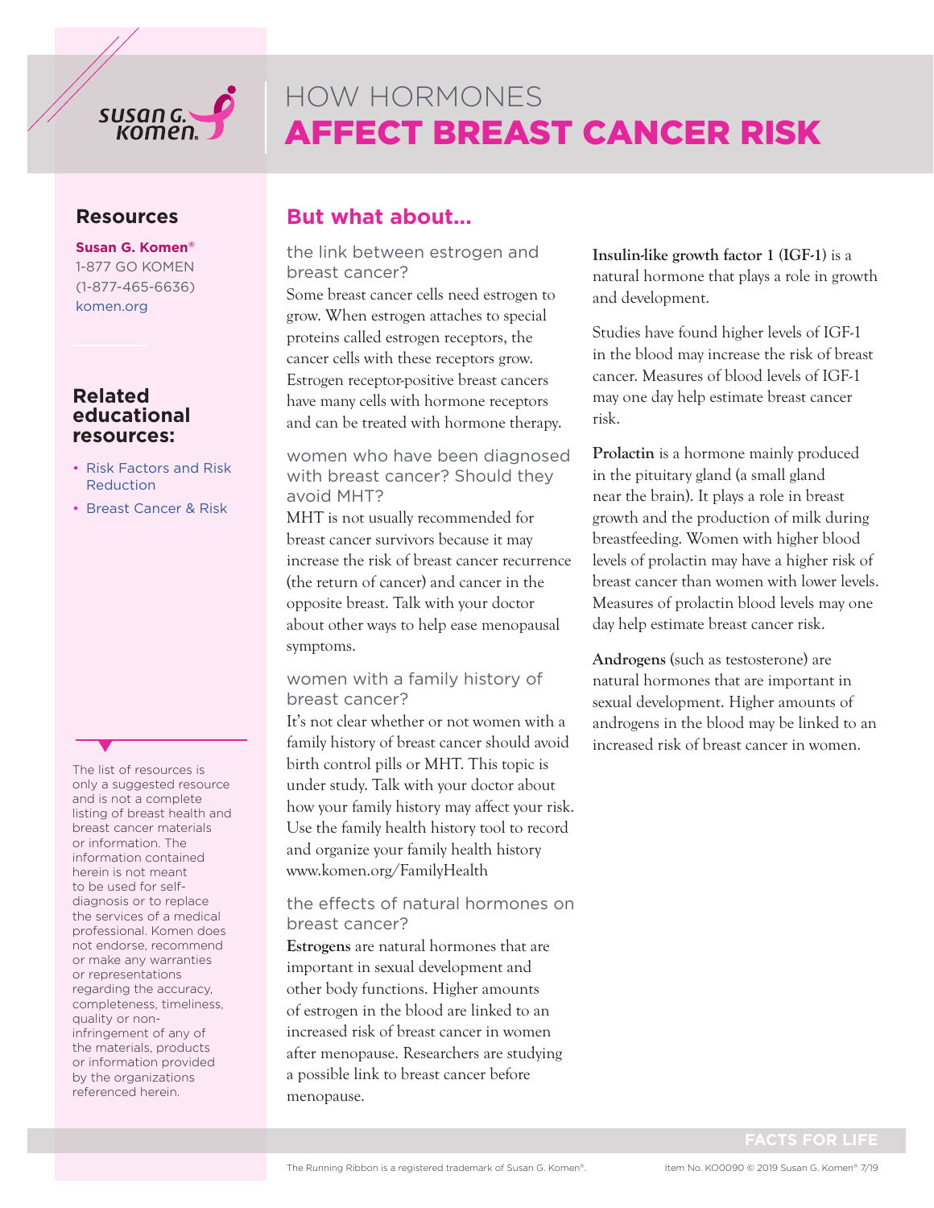# HOW HORMONES AFFECT BREAST CANCER RISK

## Resources

**Susan G. Komen®**
1-877 GO KOMEN
(1-877-465-6636)
komen.org

## Related educational resources:

- Risk Factors and Risk Reduction
- Breast Cancer & Risk

The list of resources is only a suggested resource and is not a complete listing of breast health and breast cancer materials or information. The information contained herein is not meant to be used for self-diagnosis or to replace the services of a medical professional. Komen does not endorse, recommend or make any warranties or representations regarding the accuracy, completeness, timeliness, quality or non-infringement of any of the materials, products or information provided by the organizations referenced herein.

## But what about...

### the link between estrogen and breast cancer?

Some breast cancer cells need estrogen to grow. When estrogen attaches to special proteins called estrogen receptors, the cancer cells with these receptors grow. Estrogen receptor-positive breast cancers have many cells with hormone receptors and can be treated with hormone therapy.

### women who have been diagnosed with breast cancer? Should they avoid MHT?

MHT is not usually recommended for breast cancer survivors because it may increase the risk of breast cancer recurrence (the return of cancer) and cancer in the opposite breast. Talk with your doctor about other ways to help ease menopausal symptoms.

### women with a family history of breast cancer?

It's not clear whether or not women with a family history of breast cancer should avoid birth control pills or MHT. This topic is under study. Talk with your doctor about how your family history may affect your risk. Use the family health history tool to record and organize your family health history www.komen.org/FamilyHealth

### the effects of natural hormones on breast cancer?

**Estrogens** are natural hormones that are important in sexual development and other body functions. Higher amounts of estrogen in the blood are linked to an increased risk of breast cancer in women after menopause. Researchers are studying a possible link to breast cancer before menopause.

**Insulin-like growth factor 1 (IGF-1)** is a natural hormone that plays a role in growth and development.

Studies have found higher levels of IGF-1 in the blood may increase the risk of breast cancer. Measures of blood levels of IGF-1 may one day help estimate breast cancer risk.

**Prolactin** is a hormone mainly produced in the pituitary gland (a small gland near the brain). It plays a role in breast growth and the production of milk during breastfeeding. Women with higher blood levels of prolactin may have a higher risk of breast cancer than women with lower levels. Measures of prolactin blood levels may one day help estimate breast cancer risk.

**Androgens** (such as testosterone) are natural hormones that are important in sexual development. Higher amounts of androgens in the blood may be linked to an increased risk of breast cancer in women.

FACTS FOR LIFE

The Running Ribbon is a registered trademark of Susan G. Komen®.

Item No. KOO090 © 2019 Susan G. Komen® 7/19